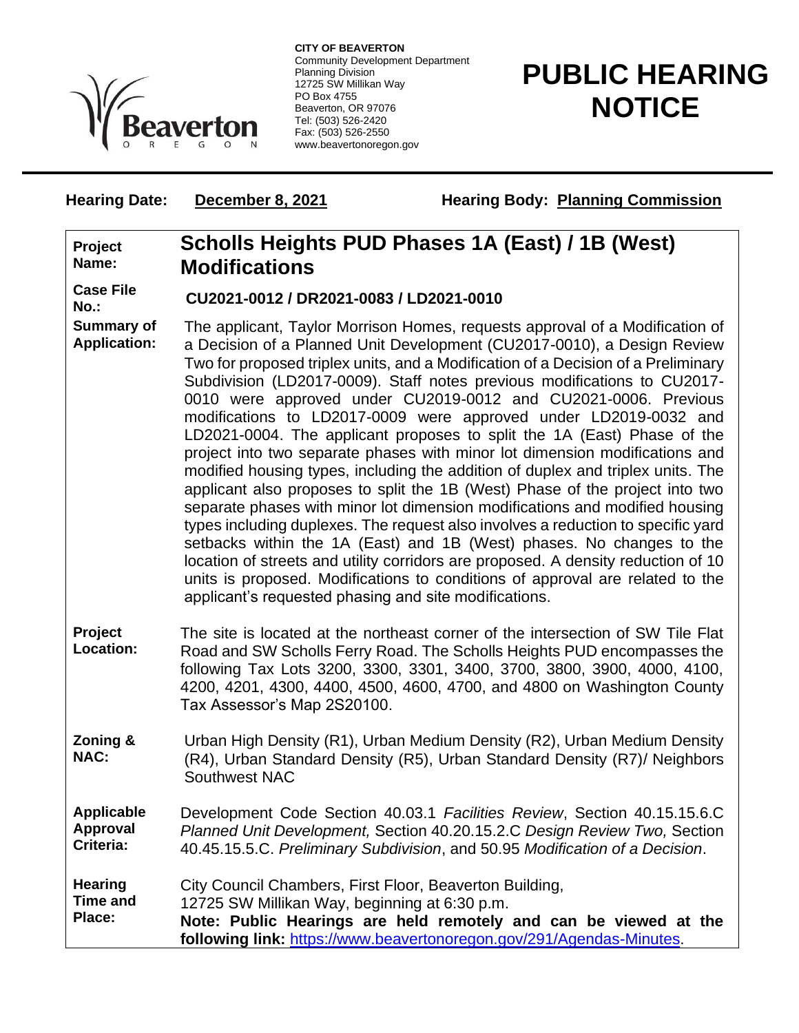**CITY OF BEAVERTON**
Community Development Department
Planning Division
12725 SW Millikan Way
PO Box 4755
Beaverton, OR 97076
Tel: (503) 526-2420
Fax: (503) 526-2550
www.beavertonoregon.gov

# PUBLIC HEARING NOTICE

**Hearing Date:** **December 8, 2021** **Hearing Body:** **Planning Commission**

| | |
|---|---|
| **Project Name:** | **Scholls Heights PUD Phases 1A (East) / 1B (West) Modifications** |
| **Case File No.:** | **CU2021-0012 / DR2021-0083 / LD2021-0010** |
| **Summary of Application:** | The applicant, Taylor Morrison Homes, requests approval of a Modification of a Decision of a Planned Unit Development (CU2017-0010), a Design Review Two for proposed triplex units, and a Modification of a Decision of a Preliminary Subdivision (LD2017-0009). Staff notes previous modifications to CU2017-0010 were approved under CU2019-0012 and CU2021-0006. Previous modifications to LD2017-0009 were approved under LD2019-0032 and LD2021-0004. The applicant proposes to split the 1A (East) Phase of the project into two separate phases with minor lot dimension modifications and modified housing types, including the addition of duplex and triplex units. The applicant also proposes to split the 1B (West) Phase of the project into two separate phases with minor lot dimension modifications and modified housing types including duplexes. The request also involves a reduction to specific yard setbacks within the 1A (East) and 1B (West) phases. No changes to the location of streets and utility corridors are proposed. A density reduction of 10 units is proposed. Modifications to conditions of approval are related to the applicant's requested phasing and site modifications. |
| **Project Location:** | The site is located at the northeast corner of the intersection of SW Tile Flat Road and SW Scholls Ferry Road. The Scholls Heights PUD encompasses the following Tax Lots 3200, 3300, 3301, 3400, 3700, 3800, 3900, 4000, 4100, 4200, 4201, 4300, 4400, 4500, 4600, 4700, and 4800 on Washington County Tax Assessor's Map 2S20100. |
| **Zoning & NAC:** | Urban High Density (R1), Urban Medium Density (R2), Urban Medium Density (R4), Urban Standard Density (R5), Urban Standard Density (R7)/ Neighbors Southwest NAC |
| **Applicable Approval Criteria:** | Development Code Section 40.03.1 *Facilities Review*, Section 40.15.15.6.C *Planned Unit Development,* Section 40.20.15.2.C *Design Review Two,* Section 40.45.15.5.C. *Preliminary Subdivision*, and 50.95 *Modification of a Decision*. |
| **Hearing Time and Place:** | City Council Chambers, First Floor, Beaverton Building, 12725 SW Millikan Way, beginning at 6:30 p.m. **Note: Public Hearings are held remotely and can be viewed at the following link:** https://www.beavertonoregon.gov/291/Agendas-Minutes. |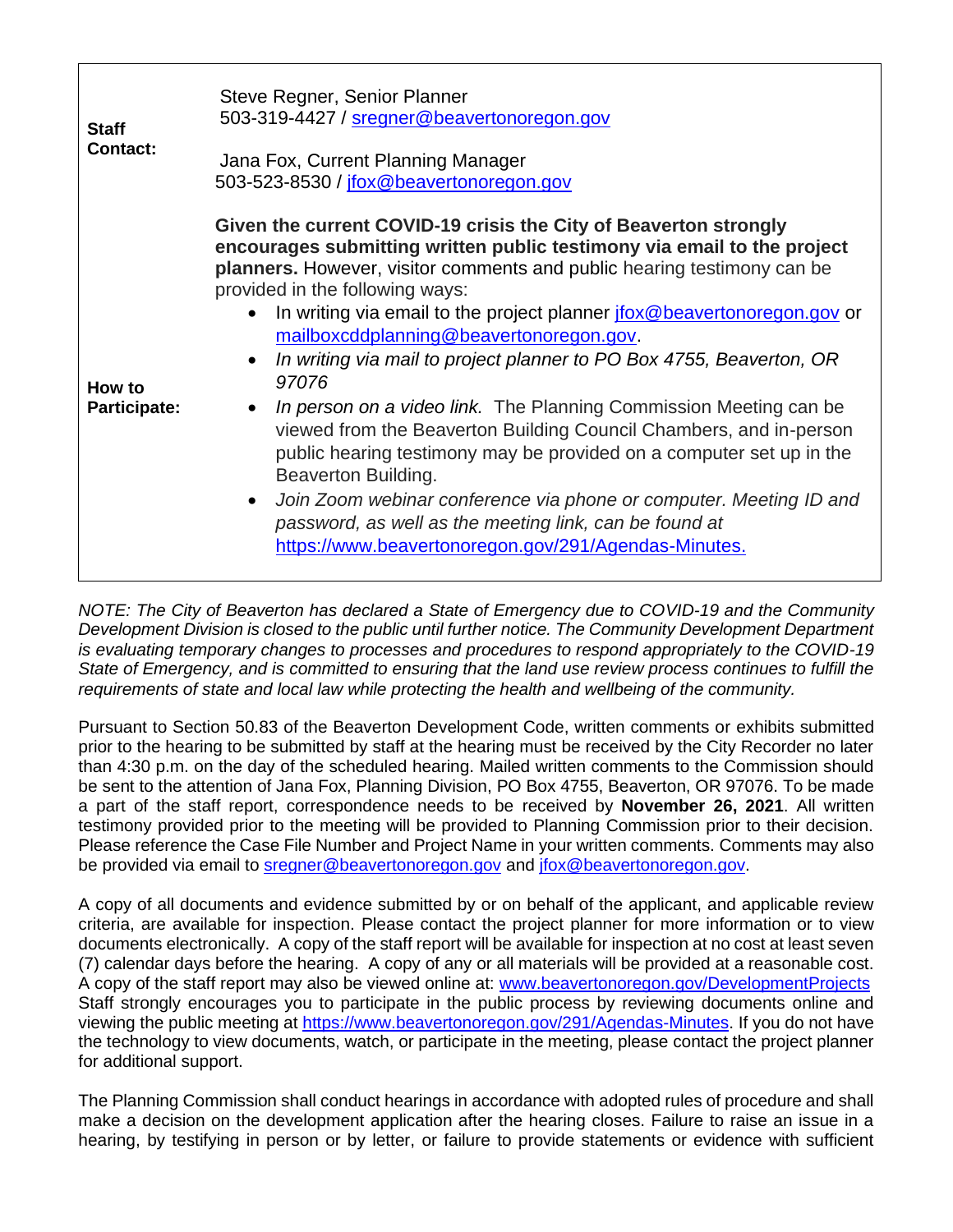| | |
|---|---|
| **Staff Contact:** | Steve Regner, Senior Planner<br>503-319-4427 / sregner@beavertonoregon.gov<br><br>Jana Fox, Current Planning Manager<br>503-523-8530 / jfox@beavertonoregon.gov |
| **How to Participate:** | **Given the current COVID-19 crisis the City of Beaverton strongly encourages submitting written public testimony via email to the project planners.** However, visitor comments and public hearing testimony can be provided in the following ways:<br>• In writing via email to the project planner jfox@beavertonoregon.gov or mailboxcddplanning@beavertonoregon.gov.<br>• *In writing via mail to project planner to PO Box 4755, Beaverton, OR 97076*<br>• *In person on a video link.* The Planning Commission Meeting can be viewed from the Beaverton Building Council Chambers, and in-person public hearing testimony may be provided on a computer set up in the Beaverton Building.<br>• *Join Zoom webinar conference via phone or computer. Meeting ID and password, as well as the meeting link, can be found at* https://www.beavertonoregon.gov/291/Agendas-Minutes. |

*NOTE: The City of Beaverton has declared a State of Emergency due to COVID-19 and the Community Development Division is closed to the public until further notice. The Community Development Department is evaluating temporary changes to processes and procedures to respond appropriately to the COVID-19 State of Emergency, and is committed to ensuring that the land use review process continues to fulfill the requirements of state and local law while protecting the health and wellbeing of the community.*

Pursuant to Section 50.83 of the Beaverton Development Code, written comments or exhibits submitted prior to the hearing to be submitted by staff at the hearing must be received by the City Recorder no later than 4:30 p.m. on the day of the scheduled hearing. Mailed written comments to the Commission should be sent to the attention of Jana Fox, Planning Division, PO Box 4755, Beaverton, OR 97076. To be made a part of the staff report, correspondence needs to be received by **November 26, 2021**. All written testimony provided prior to the meeting will be provided to Planning Commission prior to their decision. Please reference the Case File Number and Project Name in your written comments. Comments may also be provided via email to sregner@beavertonoregon.gov and jfox@beavertonoregon.gov.

A copy of all documents and evidence submitted by or on behalf of the applicant, and applicable review criteria, are available for inspection. Please contact the project planner for more information or to view documents electronically. A copy of the staff report will be available for inspection at no cost at least seven (7) calendar days before the hearing. A copy of any or all materials will be provided at a reasonable cost. A copy of the staff report may also be viewed online at: www.beavertonoregon.gov/DevelopmentProjects Staff strongly encourages you to participate in the public process by reviewing documents online and viewing the public meeting at https://www.beavertonoregon.gov/291/Agendas-Minutes. If you do not have the technology to view documents, watch, or participate in the meeting, please contact the project planner for additional support.

The Planning Commission shall conduct hearings in accordance with adopted rules of procedure and shall make a decision on the development application after the hearing closes. Failure to raise an issue in a hearing, by testifying in person or by letter, or failure to provide statements or evidence with sufficient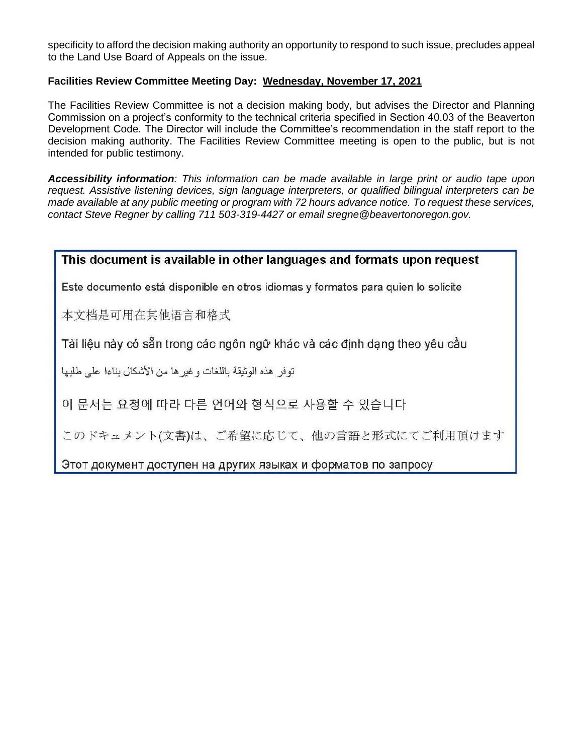specificity to afford the decision making authority an opportunity to respond to such issue, precludes appeal to the Land Use Board of Appeals on the issue.

**Facilities Review Committee Meeting Day: Wednesday, November 17, 2021**

The Facilities Review Committee is not a decision making body, but advises the Director and Planning Commission on a project's conformity to the technical criteria specified in Section 40.03 of the Beaverton Development Code. The Director will include the Committee's recommendation in the staff report to the decision making authority. The Facilities Review Committee meeting is open to the public, but is not intended for public testimony.

***Accessibility information**: This information can be made available in large print or audio tape upon request. Assistive listening devices, sign language interpreters, or qualified bilingual interpreters can be made available at any public meeting or program with 72 hours advance notice. To request these services, contact Steve Regner by calling 711 503-319-4427 or email sregne@beavertonoregon.gov.*

**This document is available in other languages and formats upon request**

Este documento está disponible en otros idiomas y formatos para quien lo solicite

本文档是可用在其他语言和格式

Tài liệu này có sẵn trong các ngôn ngữ khác và các định dạng theo yêu cầu

توفر هذه الوثيقة باللغات وغيرها من الأشكال بناءا على طلبها

이 문서는 요청에 따라 다른 언어와 형식으로 사용할 수 있습니다

このドキュメント(文書)は、ご希望に応じて、他の言語と形式にてご利用頂けます

Этот документ доступен на других языках и форматов по запросу